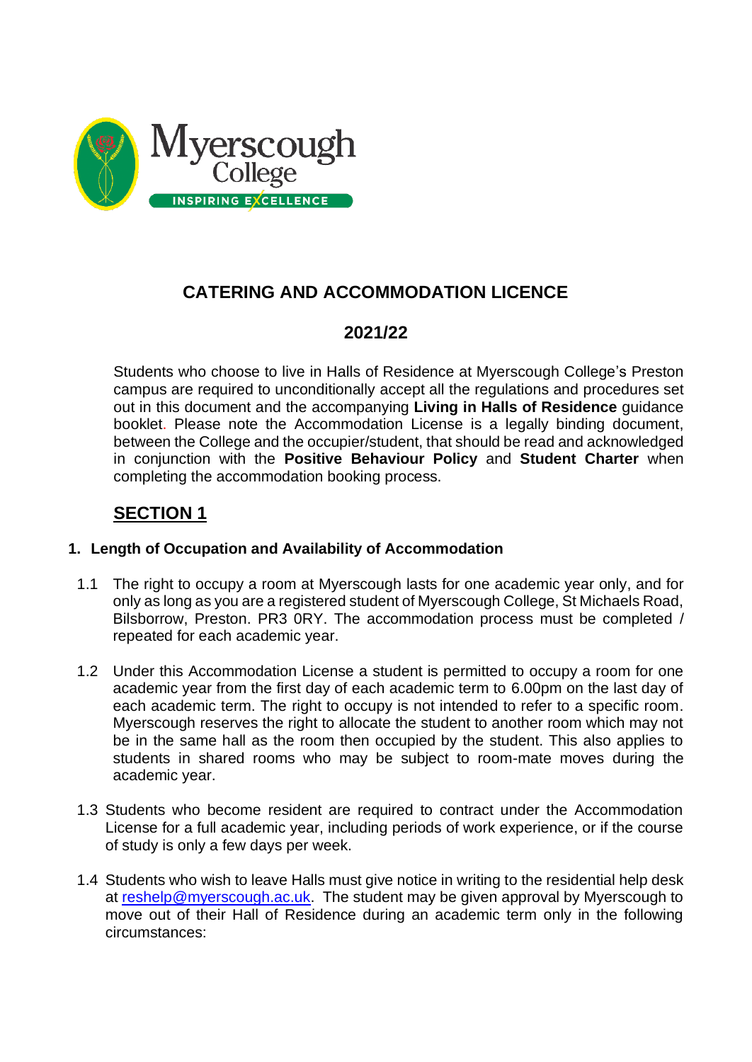Myerscough College

INSPIRING EXCELLENCE

# CATERING AND ACCOMMODATION LICENCE

## 2021/22

Students who choose to live in Halls of Residence at Myerscough College's Preston campus are required to unconditionally accept all the regulations and procedures set out in this document and the accompanying **Living in Halls of Residence** guidance booklet. Please note the Accommodation License is a legally binding document, between the College and the occupier/student, that should be read and acknowledged in conjunction with the **Positive Behaviour Policy** and **Student Charter** when completing the accommodation booking process.

## SECTION 1

### 1. Length of Occupation and Availability of Accommodation

1.1 The right to occupy a room at Myerscough lasts for one academic year only, and for only as long as you are a registered student of Myerscough College, St Michaels Road, Bilsborrow, Preston. PR3 0RY. The accommodation process must be completed / repeated for each academic year.

1.2 Under this Accommodation License a student is permitted to occupy a room for one academic year from the first day of each academic term to 6.00pm on the last day of each academic term. The right to occupy is not intended to refer to a specific room. Myerscough reserves the right to allocate the student to another room which may not be in the same hall as the room then occupied by the student. This also applies to students in shared rooms who may be subject to room-mate moves during the academic year.

1.3 Students who become resident are required to contract under the Accommodation License for a full academic year, including periods of work experience, or if the course of study is only a few days per week.

1.4 Students who wish to leave Halls must give notice in writing to the residential help desk at reshelp@myerscough.ac.uk. The student may be given approval by Myerscough to move out of their Hall of Residence during an academic term only in the following circumstances: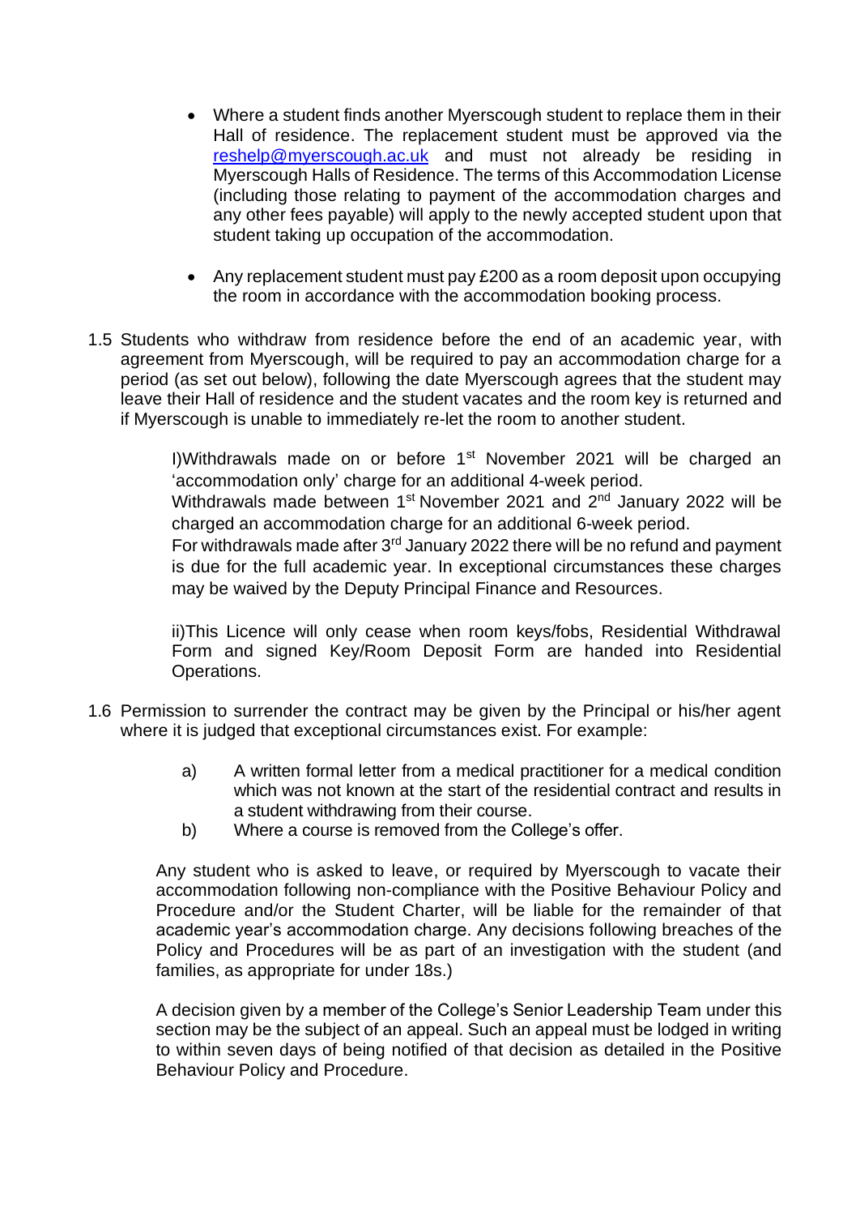- Where a student finds another Myerscough student to replace them in their Hall of residence. The replacement student must be approved via the reshelp@myerscough.ac.uk and must not already be residing in Myerscough Halls of Residence. The terms of this Accommodation License (including those relating to payment of the accommodation charges and any other fees payable) will apply to the newly accepted student upon that student taking up occupation of the accommodation.

- Any replacement student must pay £200 as a room deposit upon occupying the room in accordance with the accommodation booking process.

1.5 Students who withdraw from residence before the end of an academic year, with agreement from Myerscough, will be required to pay an accommodation charge for a period (as set out below), following the date Myerscough agrees that the student may leave their Hall of residence and the student vacates and the room key is returned and if Myerscough is unable to immediately re-let the room to another student.

   I)Withdrawals made on or before 1st November 2021 will be charged an 'accommodation only' charge for an additional 4-week period.
   Withdrawals made between 1st November 2021 and 2nd January 2022 will be charged an accommodation charge for an additional 6-week period.
   For withdrawals made after 3rd January 2022 there will be no refund and payment is due for the full academic year. In exceptional circumstances these charges may be waived by the Deputy Principal Finance and Resources.

   ii)This Licence will only cease when room keys/fobs, Residential Withdrawal Form and signed Key/Room Deposit Form are handed into Residential Operations.

1.6 Permission to surrender the contract may be given by the Principal or his/her agent where it is judged that exceptional circumstances exist. For example:

   a) A written formal letter from a medical practitioner for a medical condition which was not known at the start of the residential contract and results in a student withdrawing from their course.
   b) Where a course is removed from the College's offer.

   Any student who is asked to leave, or required by Myerscough to vacate their accommodation following non-compliance with the Positive Behaviour Policy and Procedure and/or the Student Charter, will be liable for the remainder of that academic year's accommodation charge. Any decisions following breaches of the Policy and Procedures will be as part of an investigation with the student (and families, as appropriate for under 18s.)

   A decision given by a member of the College's Senior Leadership Team under this section may be the subject of an appeal. Such an appeal must be lodged in writing to within seven days of being notified of that decision as detailed in the Positive Behaviour Policy and Procedure.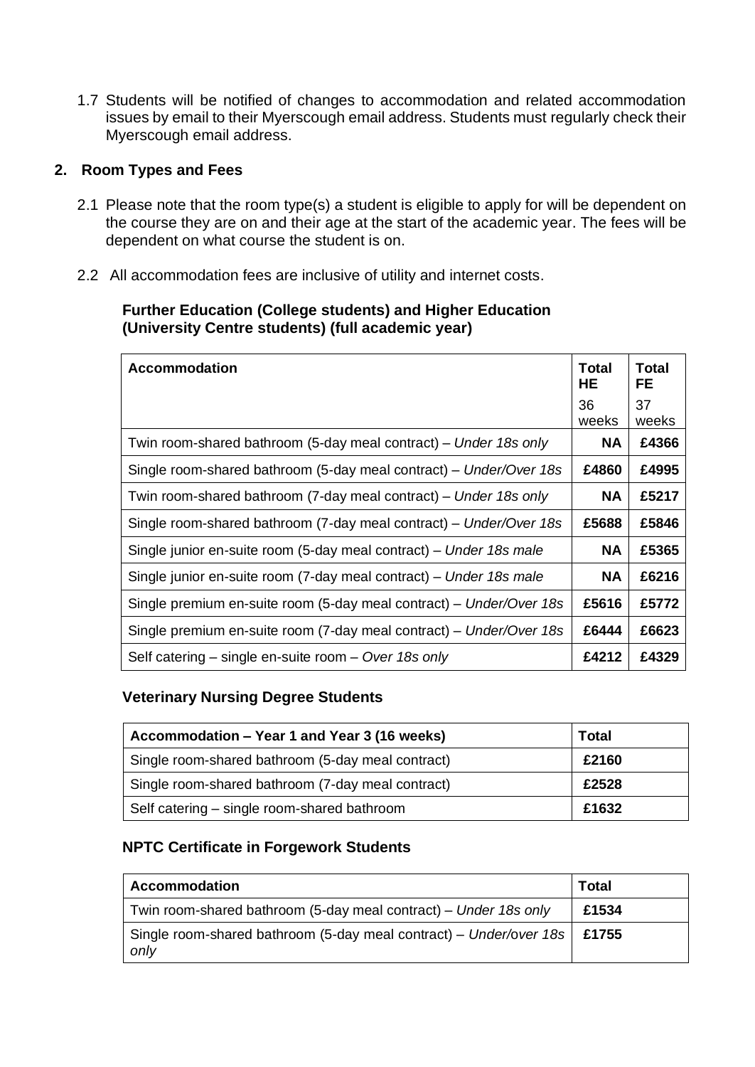1.7 Students will be notified of changes to accommodation and related accommodation issues by email to their Myerscough email address. Students must regularly check their Myerscough email address.

## 2. Room Types and Fees

2.1 Please note that the room type(s) a student is eligible to apply for will be dependent on the course they are on and their age at the start of the academic year. The fees will be dependent on what course the student is on.

2.2 All accommodation fees are inclusive of utility and internet costs.

**Further Education (College students) and Higher Education (University Centre students) (full academic year)**

| **Accommodation** | **Total HE** 36 weeks | **Total FE** 37 weeks |
|---|---|---|
| Twin room-shared bathroom (5-day meal contract) – *Under 18s only* | **NA** | **£4366** |
| Single room-shared bathroom (5-day meal contract) – *Under/Over 18s* | **£4860** | **£4995** |
| Twin room-shared bathroom (7-day meal contract) – *Under 18s only* | **NA** | **£5217** |
| Single room-shared bathroom (7-day meal contract) – *Under/Over 18s* | **£5688** | **£5846** |
| Single junior en-suite room (5-day meal contract) – *Under 18s male* | **NA** | **£5365** |
| Single junior en-suite room (7-day meal contract) – *Under 18s male* | **NA** | **£6216** |
| Single premium en-suite room (5-day meal contract) – *Under/Over 18s* | **£5616** | **£5772** |
| Single premium en-suite room (7-day meal contract) – *Under/Over 18s* | **£6444** | **£6623** |
| Self catering – single en-suite room – *Over 18s only* | **£4212** | **£4329** |

**Veterinary Nursing Degree Students**

| **Accommodation – Year 1 and Year 3 (16 weeks)** | **Total** |
|---|---|
| Single room-shared bathroom (5-day meal contract) | **£2160** |
| Single room-shared bathroom (7-day meal contract) | **£2528** |
| Self catering – single room-shared bathroom | **£1632** |

**NPTC Certificate in Forgework Students**

| **Accommodation** | **Total** |
|---|---|
| Twin room-shared bathroom (5-day meal contract) – *Under 18s only* | **£1534** |
| Single room-shared bathroom (5-day meal contract) – *Under/over 18s only* | **£1755** |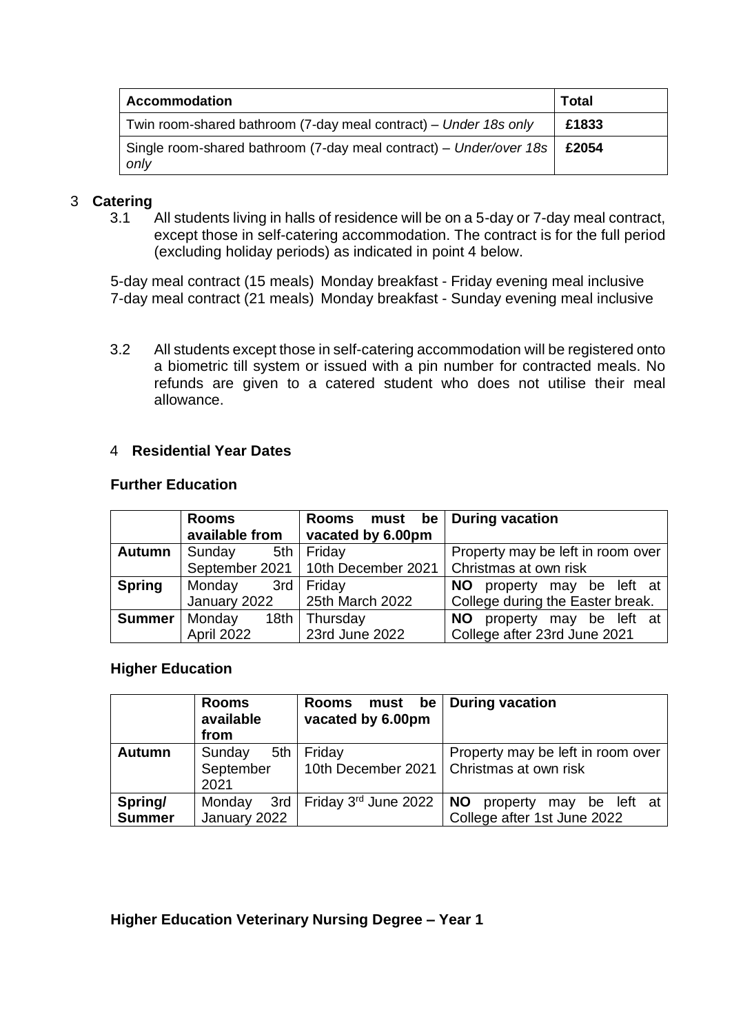| Accommodation | Total |
| --- | --- |
| Twin room-shared bathroom (7-day meal contract) – *Under 18s only* | £1833 |
| Single room-shared bathroom (7-day meal contract) – *Under/over 18s only* | £2054 |

## 3 Catering

3.1 All students living in halls of residence will be on a 5-day or 7-day meal contract, except those in self-catering accommodation. The contract is for the full period (excluding holiday periods) as indicated in point 4 below.

5-day meal contract (15 meals) Monday breakfast - Friday evening meal inclusive
7-day meal contract (21 meals) Monday breakfast - Sunday evening meal inclusive

3.2 All students except those in self-catering accommodation will be registered onto a biometric till system or issued with a pin number for contracted meals. No refunds are given to a catered student who does not utilise their meal allowance.

## 4 Residential Year Dates

### Further Education

| | Rooms available from | Rooms must be vacated by 6.00pm | During vacation |
| --- | --- | --- | --- |
| **Autumn** | Sunday 5th September 2021 | Friday 10th December 2021 | Property may be left in room over Christmas at own risk |
| **Spring** | Monday 3rd January 2022 | Friday 25th March 2022 | **NO** property may be left at College during the Easter break. |
| **Summer** | Monday 18th April 2022 | Thursday 23rd June 2022 | **NO** property may be left at College after 23rd June 2021 |

### Higher Education

| | Rooms available from | Rooms must be vacated by 6.00pm | During vacation |
| --- | --- | --- | --- |
| **Autumn** | Sunday 5th September 2021 | Friday 10th December 2021 | Property may be left in room over Christmas at own risk |
| **Spring/ Summer** | Monday 3rd January 2022 | Friday 3rd June 2022 | **NO** property may be left at College after 1st June 2022 |

### Higher Education Veterinary Nursing Degree – Year 1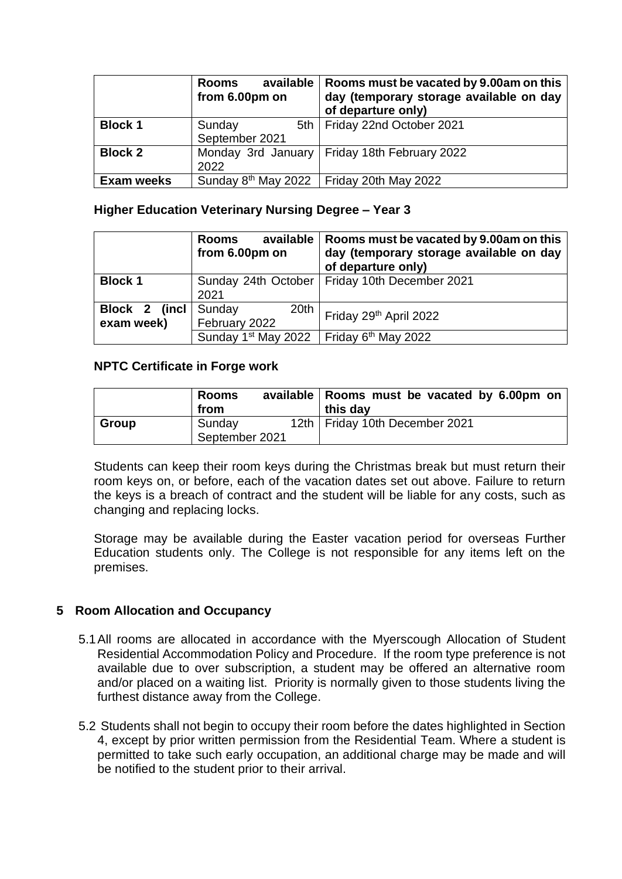| | **Rooms available from 6.00pm on** | **Rooms must be vacated by 9.00am on this day (temporary storage available on day of departure only)** |
|---|---|---|
| **Block 1** | Sunday 5th September 2021 | Friday 22nd October 2021 |
| **Block 2** | Monday 3rd January 2022 | Friday 18th February 2022 |
| **Exam weeks** | Sunday 8th May 2022 | Friday 20th May 2022 |

### Higher Education Veterinary Nursing Degree – Year 3

| | **Rooms available from 6.00pm on** | **Rooms must be vacated by 9.00am on this day (temporary storage available on day of departure only)** |
|---|---|---|
| **Block 1** | Sunday 24th October 2021 | Friday 10th December 2021 |
| **Block 2 (incl exam week)** | Sunday 20th February 2022 | Friday 29th April 2022 |
| | Sunday 1st May 2022 | Friday 6th May 2022 |

### NPTC Certificate in Forge work

| | **Rooms available from** | **Rooms must be vacated by 6.00pm on this day** |
|---|---|---|
| **Group** | Sunday 12th September 2021 | Friday 10th December 2021 |

Students can keep their room keys during the Christmas break but must return their room keys on, or before, each of the vacation dates set out above. Failure to return the keys is a breach of contract and the student will be liable for any costs, such as changing and replacing locks.

Storage may be available during the Easter vacation period for overseas Further Education students only. The College is not responsible for any items left on the premises.

## 5 Room Allocation and Occupancy

5.1 All rooms are allocated in accordance with the Myerscough Allocation of Student Residential Accommodation Policy and Procedure. If the room type preference is not available due to over subscription, a student may be offered an alternative room and/or placed on a waiting list. Priority is normally given to those students living the furthest distance away from the College.

5.2 Students shall not begin to occupy their room before the dates highlighted in Section 4, except by prior written permission from the Residential Team. Where a student is permitted to take such early occupation, an additional charge may be made and will be notified to the student prior to their arrival.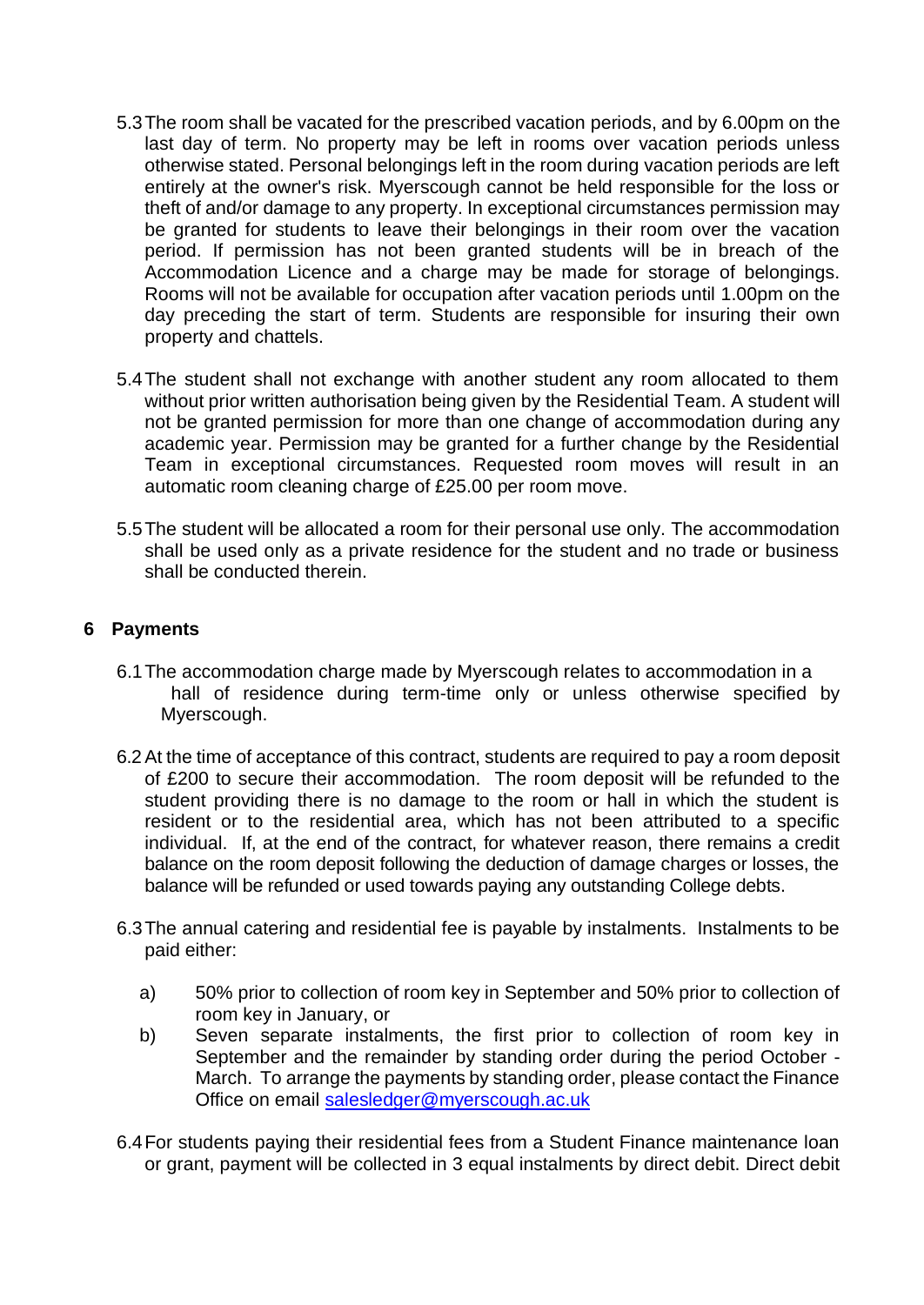5.3 The room shall be vacated for the prescribed vacation periods, and by 6.00pm on the last day of term. No property may be left in rooms over vacation periods unless otherwise stated. Personal belongings left in the room during vacation periods are left entirely at the owner's risk. Myerscough cannot be held responsible for the loss or theft of and/or damage to any property. In exceptional circumstances permission may be granted for students to leave their belongings in their room over the vacation period. If permission has not been granted students will be in breach of the Accommodation Licence and a charge may be made for storage of belongings. Rooms will not be available for occupation after vacation periods until 1.00pm on the day preceding the start of term. Students are responsible for insuring their own property and chattels.

5.4 The student shall not exchange with another student any room allocated to them without prior written authorisation being given by the Residential Team. A student will not be granted permission for more than one change of accommodation during any academic year. Permission may be granted for a further change by the Residential Team in exceptional circumstances. Requested room moves will result in an automatic room cleaning charge of £25.00 per room move.

5.5 The student will be allocated a room for their personal use only. The accommodation shall be used only as a private residence for the student and no trade or business shall be conducted therein.

## 6 Payments

6.1 The accommodation charge made by Myerscough relates to accommodation in a hall of residence during term-time only or unless otherwise specified by Myerscough.

6.2 At the time of acceptance of this contract, students are required to pay a room deposit of £200 to secure their accommodation. The room deposit will be refunded to the student providing there is no damage to the room or hall in which the student is resident or to the residential area, which has not been attributed to a specific individual. If, at the end of the contract, for whatever reason, there remains a credit balance on the room deposit following the deduction of damage charges or losses, the balance will be refunded or used towards paying any outstanding College debts.

6.3 The annual catering and residential fee is payable by instalments. Instalments to be paid either:

a) 50% prior to collection of room key in September and 50% prior to collection of room key in January, or

b) Seven separate instalments, the first prior to collection of room key in September and the remainder by standing order during the period October - March. To arrange the payments by standing order, please contact the Finance Office on email salesledger@myerscough.ac.uk

6.4 For students paying their residential fees from a Student Finance maintenance loan or grant, payment will be collected in 3 equal instalments by direct debit. Direct debit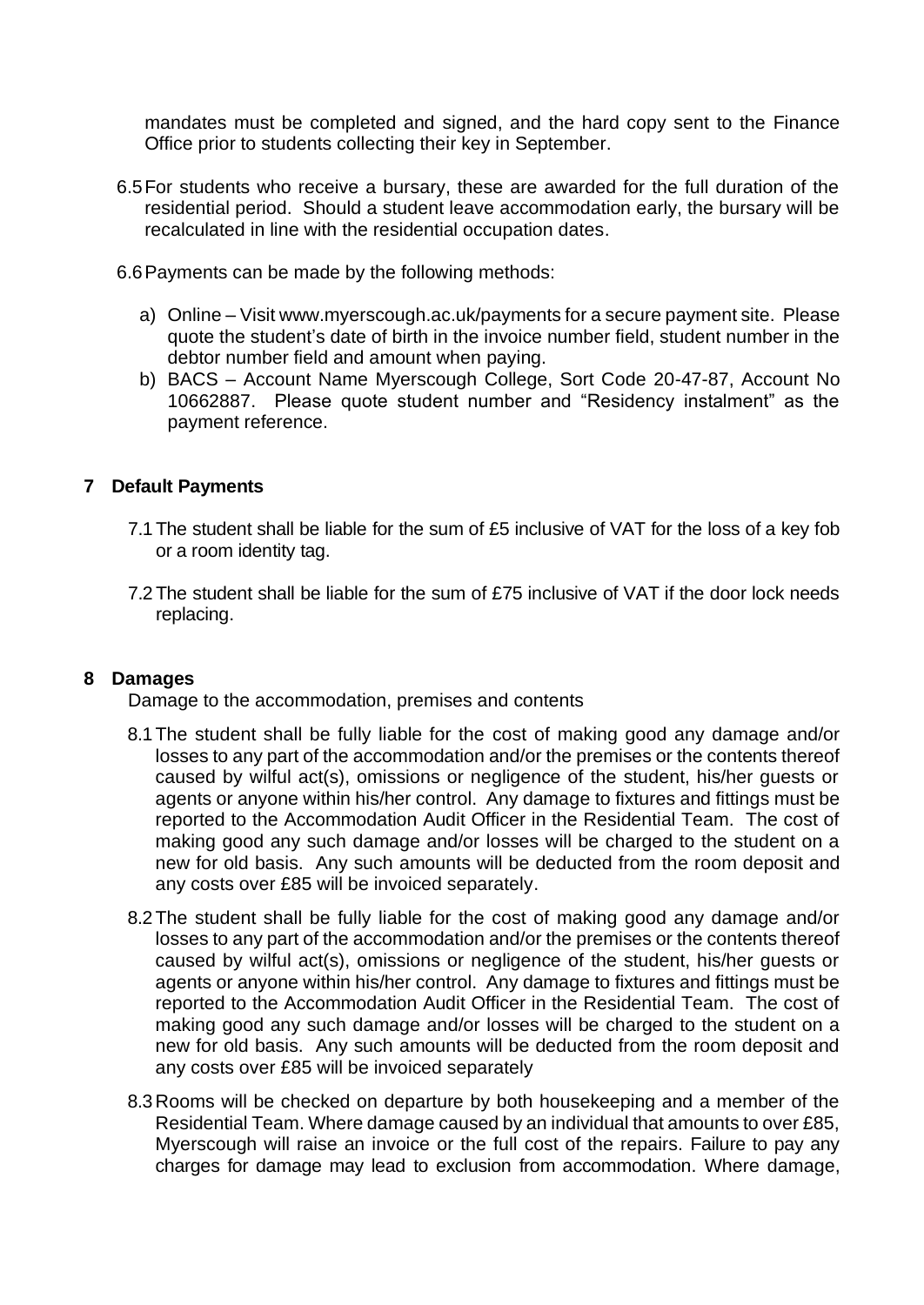mandates must be completed and signed, and the hard copy sent to the Finance Office prior to students collecting their key in September.

6.5 For students who receive a bursary, these are awarded for the full duration of the residential period. Should a student leave accommodation early, the bursary will be recalculated in line with the residential occupation dates.

6.6 Payments can be made by the following methods:

a) Online – Visit www.myerscough.ac.uk/payments for a secure payment site. Please quote the student's date of birth in the invoice number field, student number in the debtor number field and amount when paying.

b) BACS – Account Name Myerscough College, Sort Code 20-47-87, Account No 10662887. Please quote student number and "Residency instalment" as the payment reference.

## 7 Default Payments

7.1 The student shall be liable for the sum of £5 inclusive of VAT for the loss of a key fob or a room identity tag.

7.2 The student shall be liable for the sum of £75 inclusive of VAT if the door lock needs replacing.

## 8 Damages

Damage to the accommodation, premises and contents

8.1 The student shall be fully liable for the cost of making good any damage and/or losses to any part of the accommodation and/or the premises or the contents thereof caused by wilful act(s), omissions or negligence of the student, his/her guests or agents or anyone within his/her control. Any damage to fixtures and fittings must be reported to the Accommodation Audit Officer in the Residential Team. The cost of making good any such damage and/or losses will be charged to the student on a new for old basis. Any such amounts will be deducted from the room deposit and any costs over £85 will be invoiced separately.

8.2 The student shall be fully liable for the cost of making good any damage and/or losses to any part of the accommodation and/or the premises or the contents thereof caused by wilful act(s), omissions or negligence of the student, his/her guests or agents or anyone within his/her control. Any damage to fixtures and fittings must be reported to the Accommodation Audit Officer in the Residential Team. The cost of making good any such damage and/or losses will be charged to the student on a new for old basis. Any such amounts will be deducted from the room deposit and any costs over £85 will be invoiced separately

8.3 Rooms will be checked on departure by both housekeeping and a member of the Residential Team. Where damage caused by an individual that amounts to over £85, Myerscough will raise an invoice or the full cost of the repairs. Failure to pay any charges for damage may lead to exclusion from accommodation. Where damage,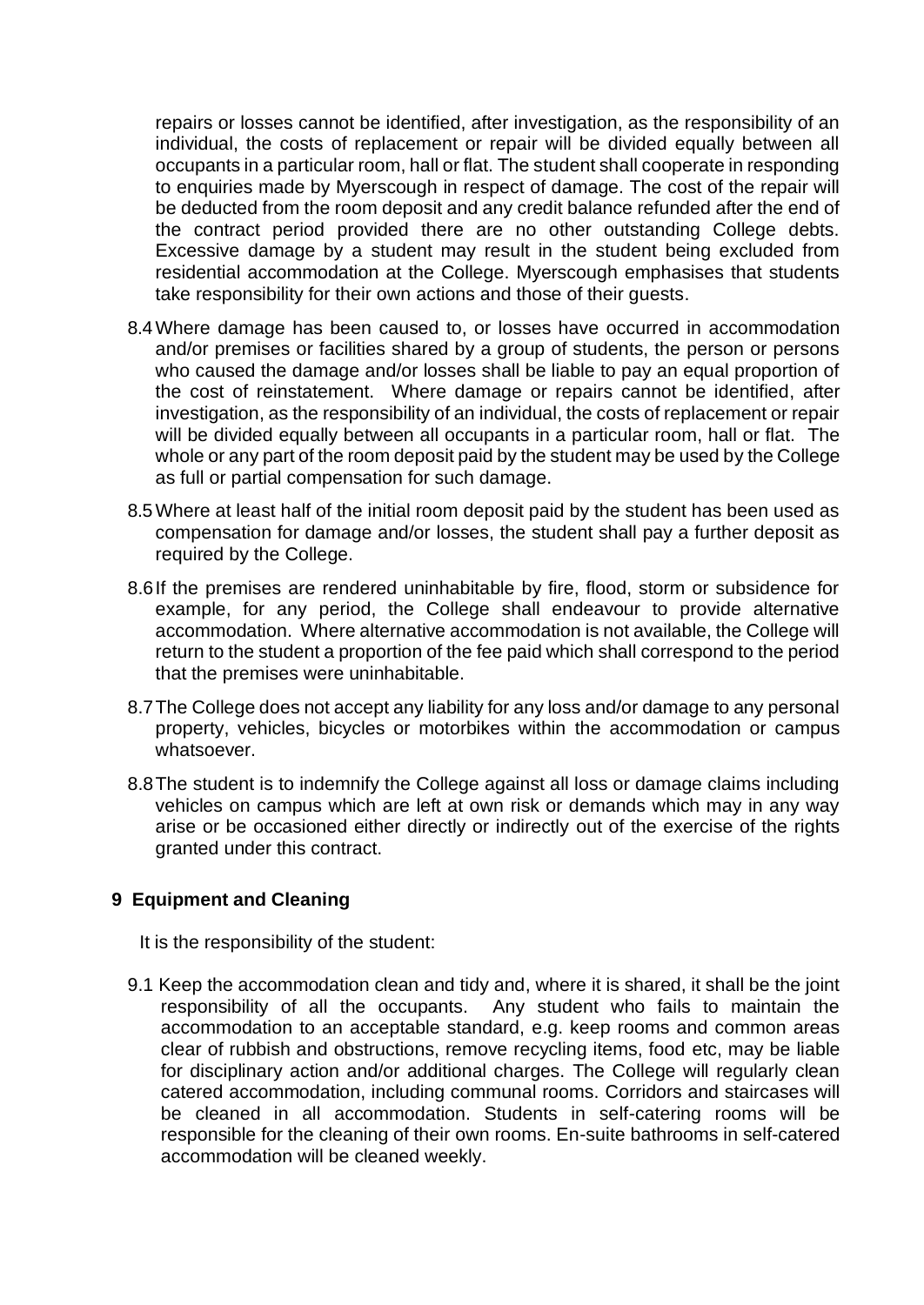repairs or losses cannot be identified, after investigation, as the responsibility of an individual, the costs of replacement or repair will be divided equally between all occupants in a particular room, hall or flat. The student shall cooperate in responding to enquiries made by Myerscough in respect of damage. The cost of the repair will be deducted from the room deposit and any credit balance refunded after the end of the contract period provided there are no other outstanding College debts. Excessive damage by a student may result in the student being excluded from residential accommodation at the College. Myerscough emphasises that students take responsibility for their own actions and those of their guests.

8.4 Where damage has been caused to, or losses have occurred in accommodation and/or premises or facilities shared by a group of students, the person or persons who caused the damage and/or losses shall be liable to pay an equal proportion of the cost of reinstatement. Where damage or repairs cannot be identified, after investigation, as the responsibility of an individual, the costs of replacement or repair will be divided equally between all occupants in a particular room, hall or flat. The whole or any part of the room deposit paid by the student may be used by the College as full or partial compensation for such damage.

8.5 Where at least half of the initial room deposit paid by the student has been used as compensation for damage and/or losses, the student shall pay a further deposit as required by the College.

8.6 If the premises are rendered uninhabitable by fire, flood, storm or subsidence for example, for any period, the College shall endeavour to provide alternative accommodation. Where alternative accommodation is not available, the College will return to the student a proportion of the fee paid which shall correspond to the period that the premises were uninhabitable.

8.7 The College does not accept any liability for any loss and/or damage to any personal property, vehicles, bicycles or motorbikes within the accommodation or campus whatsoever.

8.8 The student is to indemnify the College against all loss or damage claims including vehicles on campus which are left at own risk or demands which may in any way arise or be occasioned either directly or indirectly out of the exercise of the rights granted under this contract.

## 9 Equipment and Cleaning

It is the responsibility of the student:

9.1 Keep the accommodation clean and tidy and, where it is shared, it shall be the joint responsibility of all the occupants. Any student who fails to maintain the accommodation to an acceptable standard, e.g. keep rooms and common areas clear of rubbish and obstructions, remove recycling items, food etc, may be liable for disciplinary action and/or additional charges. The College will regularly clean catered accommodation, including communal rooms. Corridors and staircases will be cleaned in all accommodation. Students in self-catering rooms will be responsible for the cleaning of their own rooms. En-suite bathrooms in self-catered accommodation will be cleaned weekly.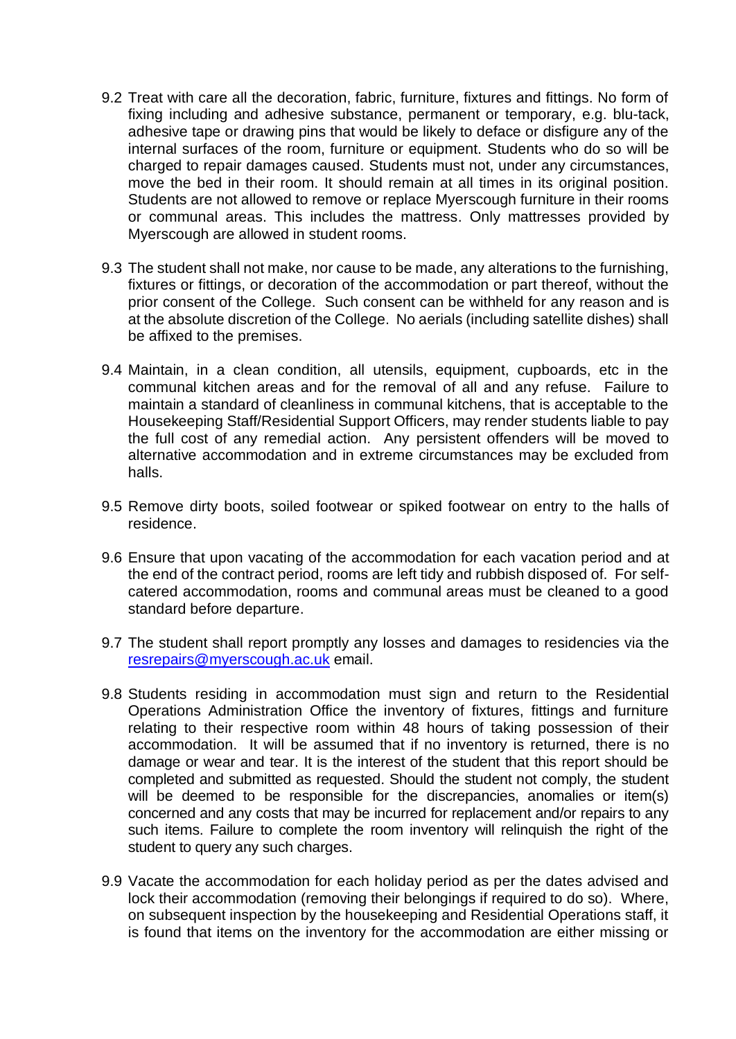9.2 Treat with care all the decoration, fabric, furniture, fixtures and fittings. No form of fixing including and adhesive substance, permanent or temporary, e.g. blu-tack, adhesive tape or drawing pins that would be likely to deface or disfigure any of the internal surfaces of the room, furniture or equipment. Students who do so will be charged to repair damages caused. Students must not, under any circumstances, move the bed in their room. It should remain at all times in its original position. Students are not allowed to remove or replace Myerscough furniture in their rooms or communal areas. This includes the mattress. Only mattresses provided by Myerscough are allowed in student rooms.

9.3 The student shall not make, nor cause to be made, any alterations to the furnishing, fixtures or fittings, or decoration of the accommodation or part thereof, without the prior consent of the College. Such consent can be withheld for any reason and is at the absolute discretion of the College. No aerials (including satellite dishes) shall be affixed to the premises.

9.4 Maintain, in a clean condition, all utensils, equipment, cupboards, etc in the communal kitchen areas and for the removal of all and any refuse. Failure to maintain a standard of cleanliness in communal kitchens, that is acceptable to the Housekeeping Staff/Residential Support Officers, may render students liable to pay the full cost of any remedial action. Any persistent offenders will be moved to alternative accommodation and in extreme circumstances may be excluded from halls.

9.5 Remove dirty boots, soiled footwear or spiked footwear on entry to the halls of residence.

9.6 Ensure that upon vacating of the accommodation for each vacation period and at the end of the contract period, rooms are left tidy and rubbish disposed of. For self-catered accommodation, rooms and communal areas must be cleaned to a good standard before departure.

9.7 The student shall report promptly any losses and damages to residencies via the [resrepairs@myerscough.ac.uk](mailto:resrepairs@myerscough.ac.uk) email.

9.8 Students residing in accommodation must sign and return to the Residential Operations Administration Office the inventory of fixtures, fittings and furniture relating to their respective room within 48 hours of taking possession of their accommodation. It will be assumed that if no inventory is returned, there is no damage or wear and tear. It is the interest of the student that this report should be completed and submitted as requested. Should the student not comply, the student will be deemed to be responsible for the discrepancies, anomalies or item(s) concerned and any costs that may be incurred for replacement and/or repairs to any such items. Failure to complete the room inventory will relinquish the right of the student to query any such charges.

9.9 Vacate the accommodation for each holiday period as per the dates advised and lock their accommodation (removing their belongings if required to do so). Where, on subsequent inspection by the housekeeping and Residential Operations staff, it is found that items on the inventory for the accommodation are either missing or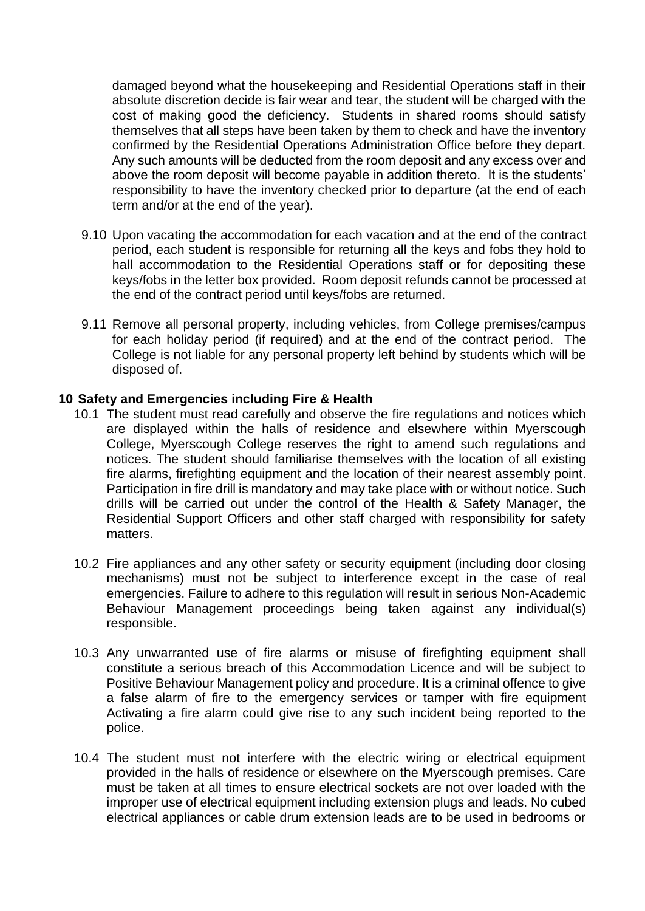damaged beyond what the housekeeping and Residential Operations staff in their absolute discretion decide is fair wear and tear, the student will be charged with the cost of making good the deficiency. Students in shared rooms should satisfy themselves that all steps have been taken by them to check and have the inventory confirmed by the Residential Operations Administration Office before they depart. Any such amounts will be deducted from the room deposit and any excess over and above the room deposit will become payable in addition thereto. It is the students' responsibility to have the inventory checked prior to departure (at the end of each term and/or at the end of the year).

9.10 Upon vacating the accommodation for each vacation and at the end of the contract period, each student is responsible for returning all the keys and fobs they hold to hall accommodation to the Residential Operations staff or for depositing these keys/fobs in the letter box provided. Room deposit refunds cannot be processed at the end of the contract period until keys/fobs are returned.

9.11 Remove all personal property, including vehicles, from College premises/campus for each holiday period (if required) and at the end of the contract period. The College is not liable for any personal property left behind by students which will be disposed of.

## 10 Safety and Emergencies including Fire & Health

10.1 The student must read carefully and observe the fire regulations and notices which are displayed within the halls of residence and elsewhere within Myerscough College, Myerscough College reserves the right to amend such regulations and notices. The student should familiarise themselves with the location of all existing fire alarms, firefighting equipment and the location of their nearest assembly point. Participation in fire drill is mandatory and may take place with or without notice. Such drills will be carried out under the control of the Health & Safety Manager, the Residential Support Officers and other staff charged with responsibility for safety matters.

10.2 Fire appliances and any other safety or security equipment (including door closing mechanisms) must not be subject to interference except in the case of real emergencies. Failure to adhere to this regulation will result in serious Non-Academic Behaviour Management proceedings being taken against any individual(s) responsible.

10.3 Any unwarranted use of fire alarms or misuse of firefighting equipment shall constitute a serious breach of this Accommodation Licence and will be subject to Positive Behaviour Management policy and procedure. It is a criminal offence to give a false alarm of fire to the emergency services or tamper with fire equipment Activating a fire alarm could give rise to any such incident being reported to the police.

10.4 The student must not interfere with the electric wiring or electrical equipment provided in the halls of residence or elsewhere on the Myerscough premises. Care must be taken at all times to ensure electrical sockets are not over loaded with the improper use of electrical equipment including extension plugs and leads. No cubed electrical appliances or cable drum extension leads are to be used in bedrooms or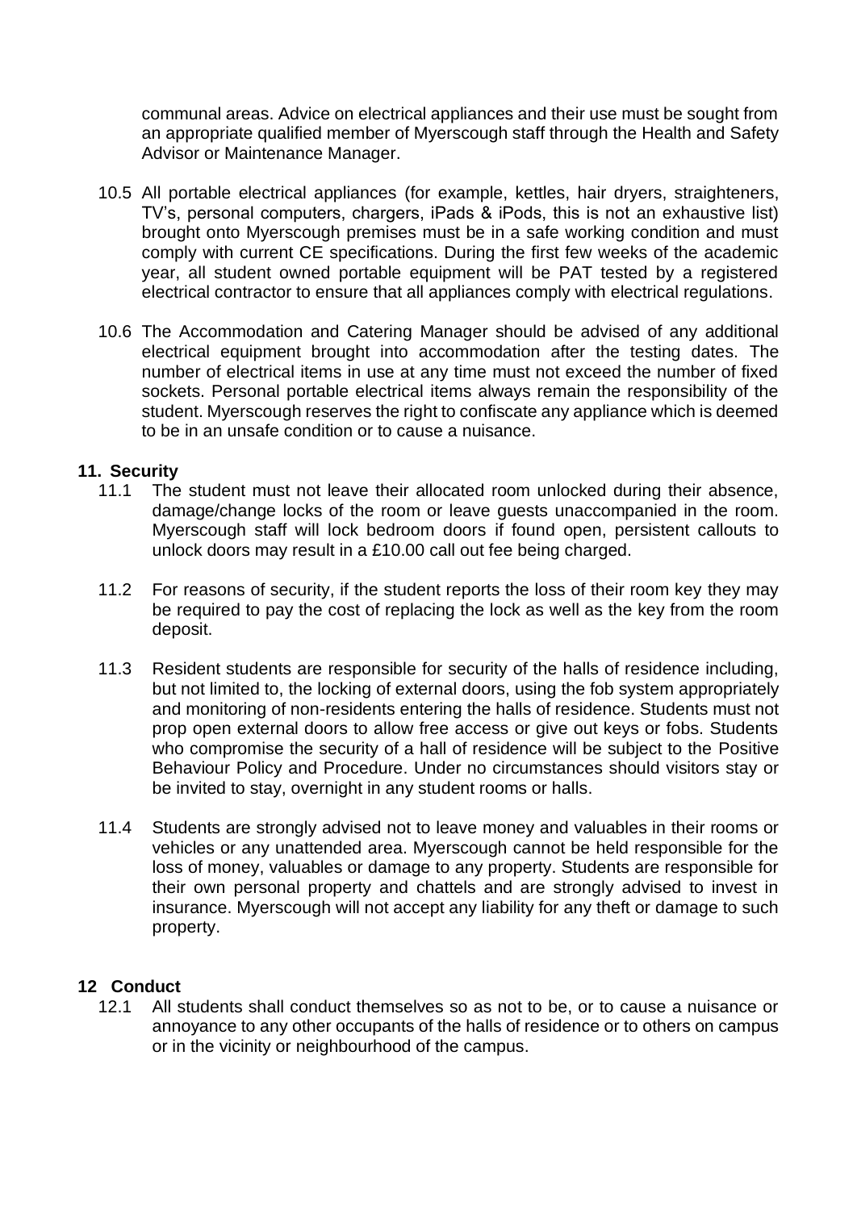communal areas. Advice on electrical appliances and their use must be sought from an appropriate qualified member of Myerscough staff through the Health and Safety Advisor or Maintenance Manager.

10.5 All portable electrical appliances (for example, kettles, hair dryers, straighteners, TV's, personal computers, chargers, iPads & iPods, this is not an exhaustive list) brought onto Myerscough premises must be in a safe working condition and must comply with current CE specifications. During the first few weeks of the academic year, all student owned portable equipment will be PAT tested by a registered electrical contractor to ensure that all appliances comply with electrical regulations.

10.6 The Accommodation and Catering Manager should be advised of any additional electrical equipment brought into accommodation after the testing dates. The number of electrical items in use at any time must not exceed the number of fixed sockets. Personal portable electrical items always remain the responsibility of the student. Myerscough reserves the right to confiscate any appliance which is deemed to be in an unsafe condition or to cause a nuisance.

## 11. Security

11.1 The student must not leave their allocated room unlocked during their absence, damage/change locks of the room or leave guests unaccompanied in the room. Myerscough staff will lock bedroom doors if found open, persistent callouts to unlock doors may result in a £10.00 call out fee being charged.

11.2 For reasons of security, if the student reports the loss of their room key they may be required to pay the cost of replacing the lock as well as the key from the room deposit.

11.3 Resident students are responsible for security of the halls of residence including, but not limited to, the locking of external doors, using the fob system appropriately and monitoring of non-residents entering the halls of residence. Students must not prop open external doors to allow free access or give out keys or fobs. Students who compromise the security of a hall of residence will be subject to the Positive Behaviour Policy and Procedure. Under no circumstances should visitors stay or be invited to stay, overnight in any student rooms or halls.

11.4 Students are strongly advised not to leave money and valuables in their rooms or vehicles or any unattended area. Myerscough cannot be held responsible for the loss of money, valuables or damage to any property. Students are responsible for their own personal property and chattels and are strongly advised to invest in insurance. Myerscough will not accept any liability for any theft or damage to such property.

## 12 Conduct

12.1 All students shall conduct themselves so as not to be, or to cause a nuisance or annoyance to any other occupants of the halls of residence or to others on campus or in the vicinity or neighbourhood of the campus.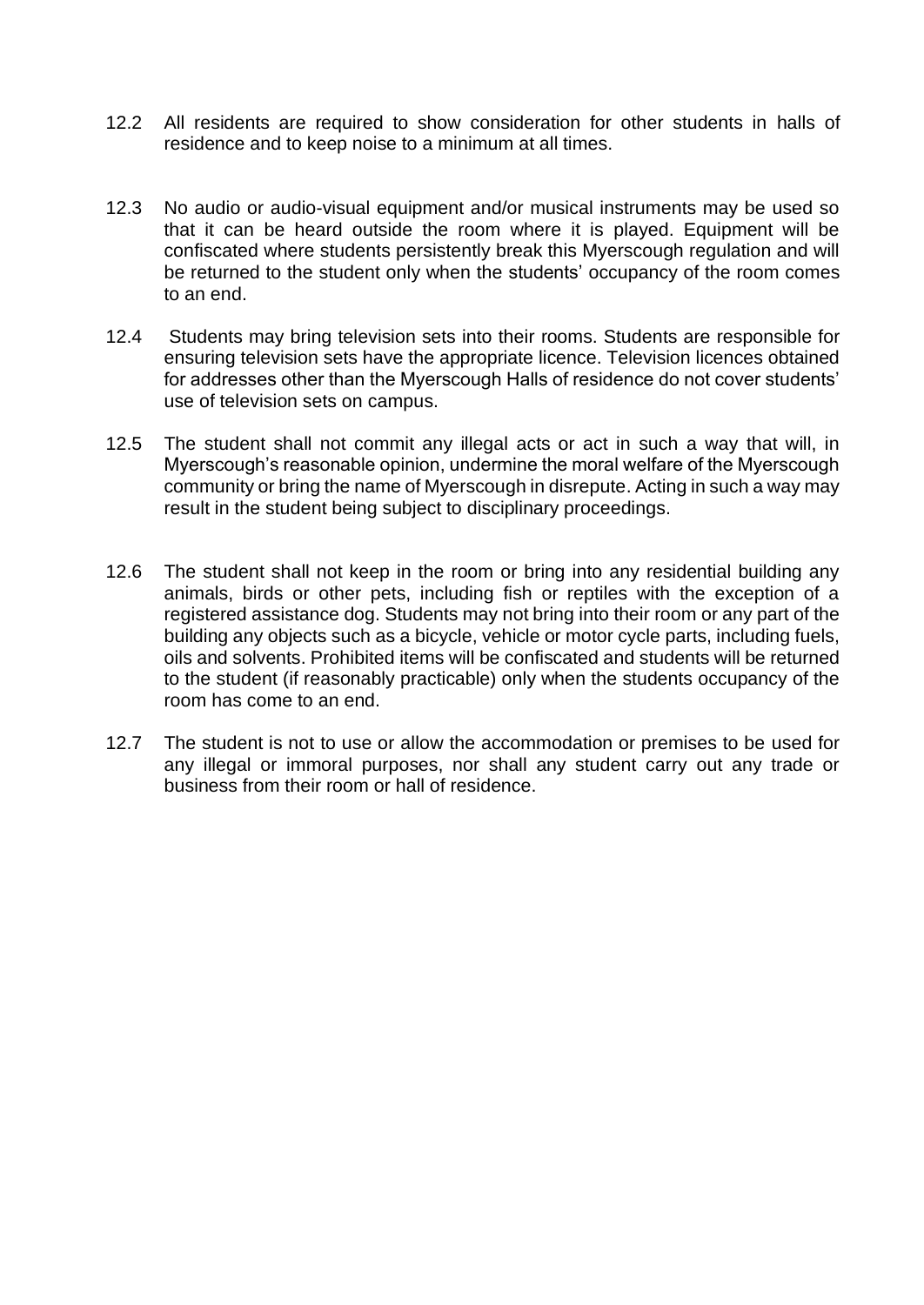12.2 All residents are required to show consideration for other students in halls of residence and to keep noise to a minimum at all times.

12.3 No audio or audio-visual equipment and/or musical instruments may be used so that it can be heard outside the room where it is played. Equipment will be confiscated where students persistently break this Myerscough regulation and will be returned to the student only when the students' occupancy of the room comes to an end.

12.4 Students may bring television sets into their rooms. Students are responsible for ensuring television sets have the appropriate licence. Television licences obtained for addresses other than the Myerscough Halls of residence do not cover students' use of television sets on campus.

12.5 The student shall not commit any illegal acts or act in such a way that will, in Myerscough's reasonable opinion, undermine the moral welfare of the Myerscough community or bring the name of Myerscough in disrepute. Acting in such a way may result in the student being subject to disciplinary proceedings.

12.6 The student shall not keep in the room or bring into any residential building any animals, birds or other pets, including fish or reptiles with the exception of a registered assistance dog. Students may not bring into their room or any part of the building any objects such as a bicycle, vehicle or motor cycle parts, including fuels, oils and solvents. Prohibited items will be confiscated and students will be returned to the student (if reasonably practicable) only when the students occupancy of the room has come to an end.

12.7 The student is not to use or allow the accommodation or premises to be used for any illegal or immoral purposes, nor shall any student carry out any trade or business from their room or hall of residence.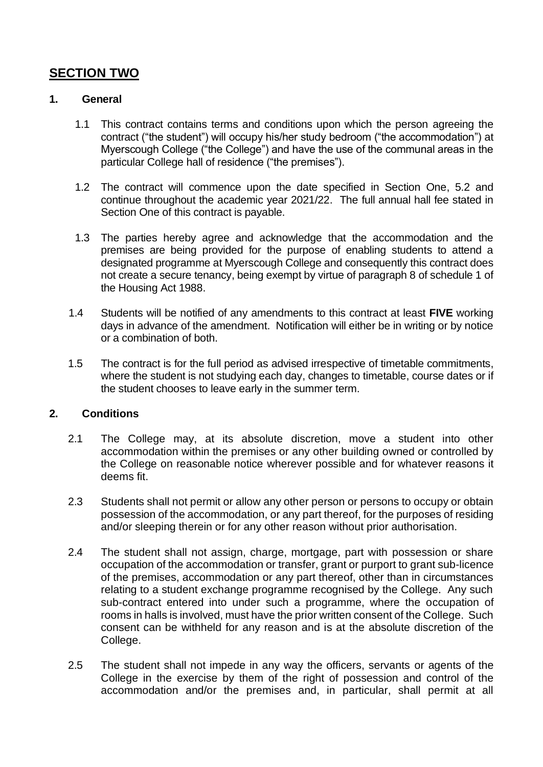## SECTION TWO

### 1. General

1.1 This contract contains terms and conditions upon which the person agreeing the contract ("the student") will occupy his/her study bedroom ("the accommodation") at Myerscough College ("the College") and have the use of the communal areas in the particular College hall of residence ("the premises").

1.2 The contract will commence upon the date specified in Section One, 5.2 and continue throughout the academic year 2021/22. The full annual hall fee stated in Section One of this contract is payable.

1.3 The parties hereby agree and acknowledge that the accommodation and the premises are being provided for the purpose of enabling students to attend a designated programme at Myerscough College and consequently this contract does not create a secure tenancy, being exempt by virtue of paragraph 8 of schedule 1 of the Housing Act 1988.

1.4 Students will be notified of any amendments to this contract at least **FIVE** working days in advance of the amendment. Notification will either be in writing or by notice or a combination of both.

1.5 The contract is for the full period as advised irrespective of timetable commitments, where the student is not studying each day, changes to timetable, course dates or if the student chooses to leave early in the summer term.

### 2. Conditions

2.1 The College may, at its absolute discretion, move a student into other accommodation within the premises or any other building owned or controlled by the College on reasonable notice wherever possible and for whatever reasons it deems fit.

2.3 Students shall not permit or allow any other person or persons to occupy or obtain possession of the accommodation, or any part thereof, for the purposes of residing and/or sleeping therein or for any other reason without prior authorisation.

2.4 The student shall not assign, charge, mortgage, part with possession or share occupation of the accommodation or transfer, grant or purport to grant sub-licence of the premises, accommodation or any part thereof, other than in circumstances relating to a student exchange programme recognised by the College. Any such sub-contract entered into under such a programme, where the occupation of rooms in halls is involved, must have the prior written consent of the College. Such consent can be withheld for any reason and is at the absolute discretion of the College.

2.5 The student shall not impede in any way the officers, servants or agents of the College in the exercise by them of the right of possession and control of the accommodation and/or the premises and, in particular, shall permit at all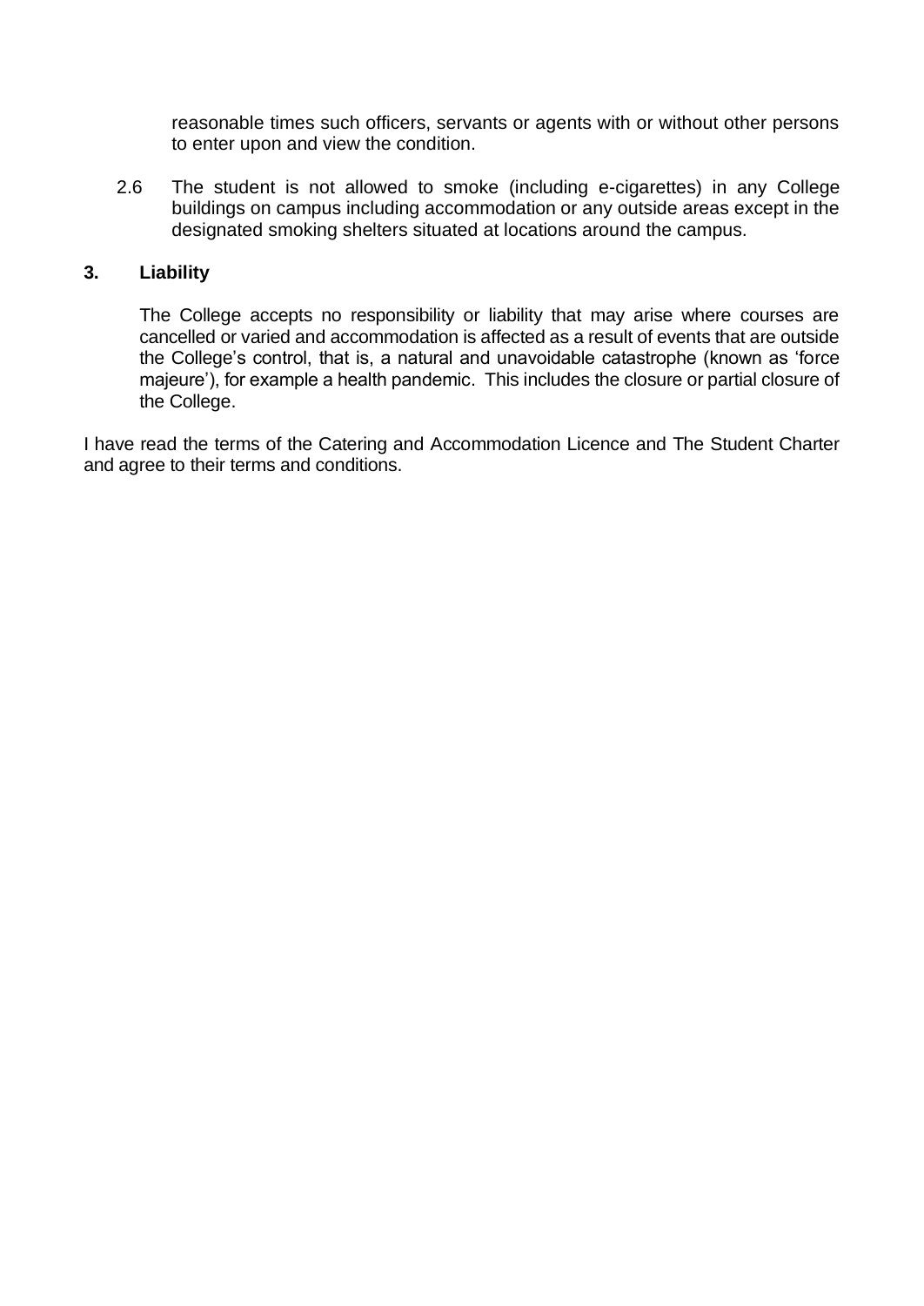reasonable times such officers, servants or agents with or without other persons to enter upon and view the condition.

2.6 The student is not allowed to smoke (including e-cigarettes) in any College buildings on campus including accommodation or any outside areas except in the designated smoking shelters situated at locations around the campus.

## 3. Liability

The College accepts no responsibility or liability that may arise where courses are cancelled or varied and accommodation is affected as a result of events that are outside the College's control, that is, a natural and unavoidable catastrophe (known as 'force majeure'), for example a health pandemic. This includes the closure or partial closure of the College.

I have read the terms of the Catering and Accommodation Licence and The Student Charter and agree to their terms and conditions.